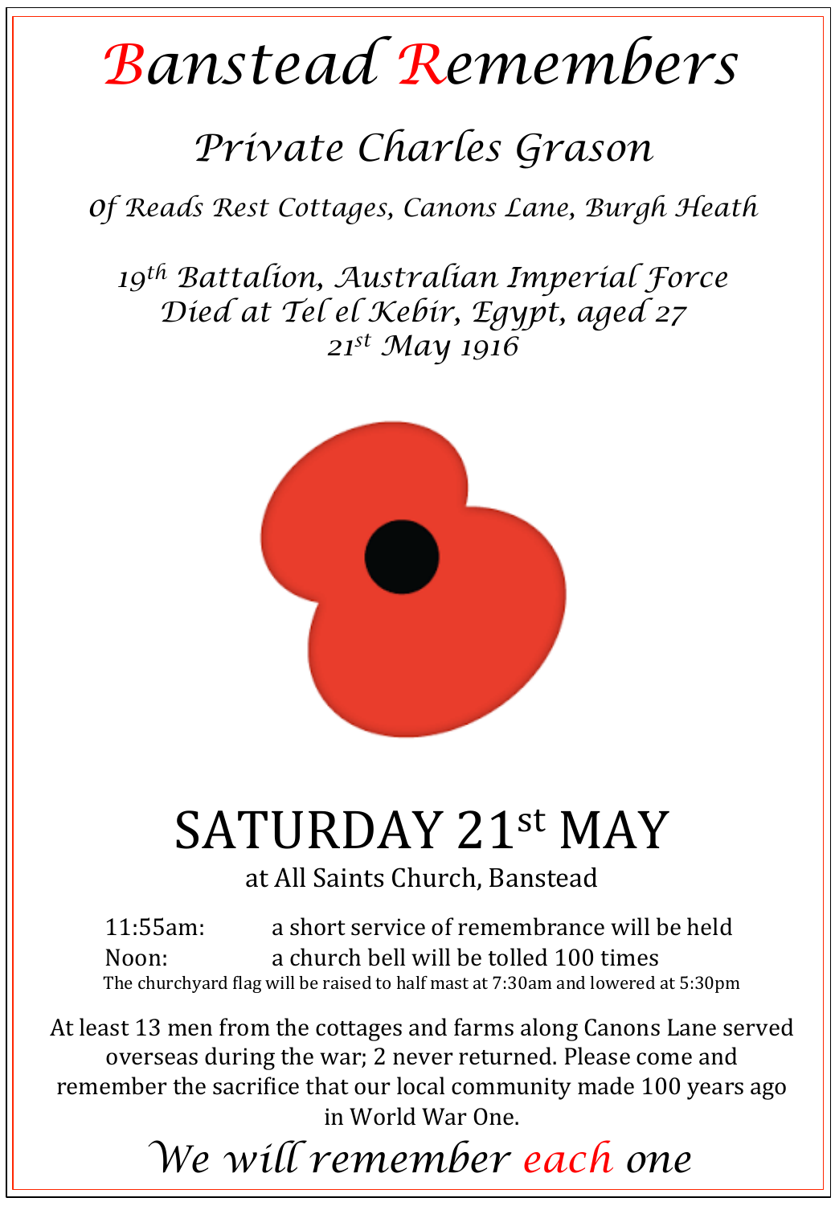# Banstead Remembers

## *Private Charles Grason*

*Of Reads Rest Cottages, Canons Lane, Burgh Heath*

*19th Battalion, Australian Imperial Force*
*Died at Tel el Kebir, Egypt, aged 27*
*21st May 1916*

# SATURDAY 21st MAY

at All Saints Church, Banstead

11:55am: a short service of remembrance will be held
Noon: a church bell will be tolled 100 times

The churchyard flag will be raised to half mast at 7:30am and lowered at 5:30pm

At least 13 men from the cottages and farms along Canons Lane served overseas during the war; 2 never returned. Please come and remember the sacrifice that our local community made 100 years ago in World War One.

*We will remember each one*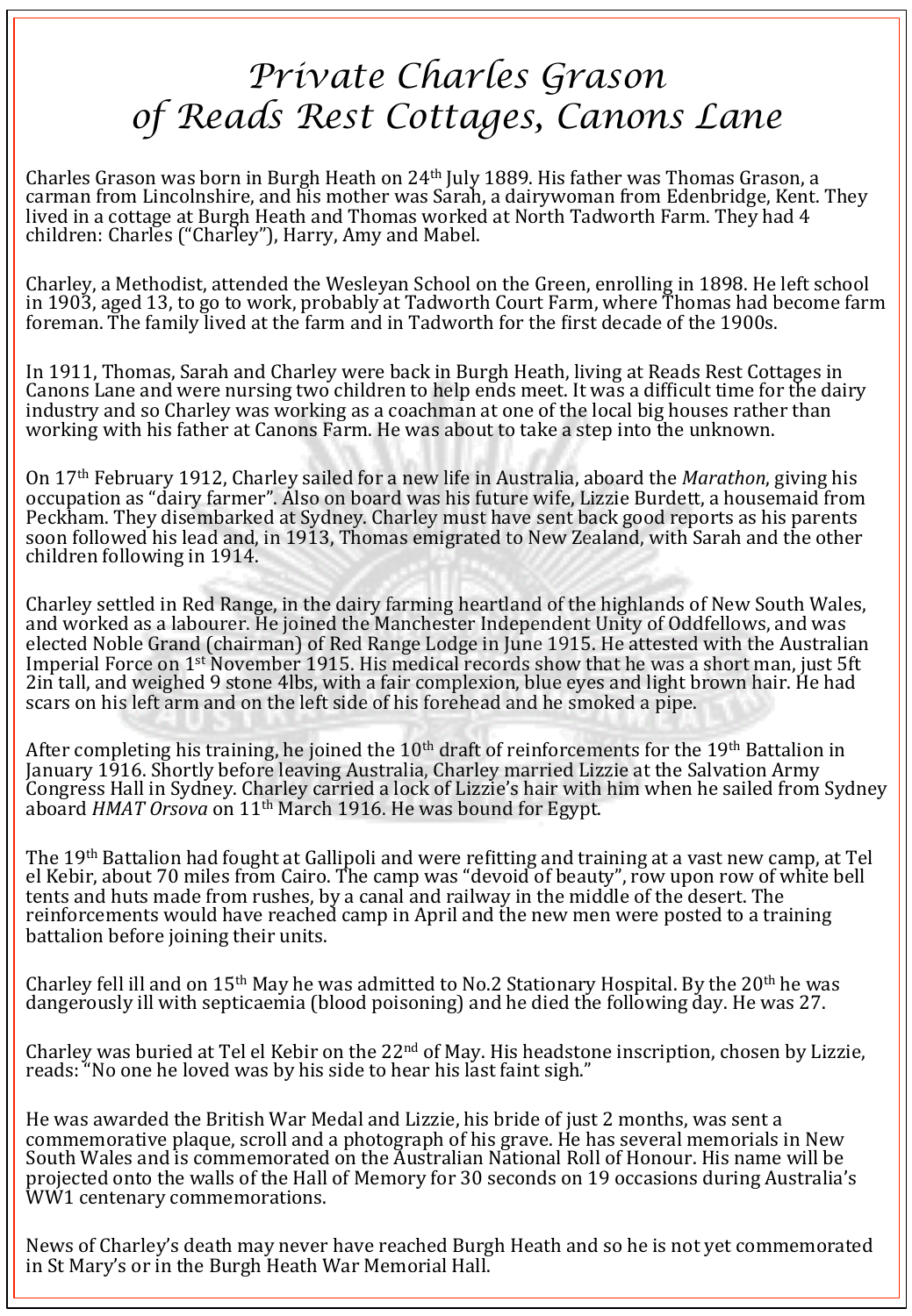# *Private Charles Grason of Reads Rest Cottages, Canons Lane*

Charles Grason was born in Burgh Heath on 24th July 1889. His father was Thomas Grason, a carman from Lincolnshire, and his mother was Sarah, a dairywoman from Edenbridge, Kent. They lived in a cottage at Burgh Heath and Thomas worked at North Tadworth Farm. They had 4 children: Charles ("Charley"), Harry, Amy and Mabel.

Charley, a Methodist, attended the Wesleyan School on the Green, enrolling in 1898. He left school in 1903, aged 13, to go to work, probably at Tadworth Court Farm, where Thomas had become farm foreman. The family lived at the farm and in Tadworth for the first decade of the 1900s.

In 1911, Thomas, Sarah and Charley were back in Burgh Heath, living at Reads Rest Cottages in Canons Lane and were nursing two children to help ends meet. It was a difficult time for the dairy industry and so Charley was working as a coachman at one of the local big houses rather than working with his father at Canons Farm. He was about to take a step into the unknown.

On 17th February 1912, Charley sailed for a new life in Australia, aboard the *Marathon*, giving his occupation as "dairy farmer". Also on board was his future wife, Lizzie Burdett, a housemaid from Peckham. They disembarked at Sydney. Charley must have sent back good reports as his parents soon followed his lead and, in 1913, Thomas emigrated to New Zealand, with Sarah and the other children following in 1914.

Charley settled in Red Range, in the dairy farming heartland of the highlands of New South Wales, and worked as a labourer. He joined the Manchester Independent Unity of Oddfellows, and was elected Noble Grand (chairman) of Red Range Lodge in June 1915. He attested with the Australian Imperial Force on 1st November 1915. His medical records show that he was a short man, just 5ft 2in tall, and weighed 9 stone 4lbs, with a fair complexion, blue eyes and light brown hair. He had scars on his left arm and on the left side of his forehead and he smoked a pipe.

After completing his training, he joined the 10th draft of reinforcements for the 19th Battalion in January 1916. Shortly before leaving Australia, Charley married Lizzie at the Salvation Army Congress Hall in Sydney. Charley carried a lock of Lizzie's hair with him when he sailed from Sydney aboard *HMAT Orsova* on 11th March 1916. He was bound for Egypt.

The 19th Battalion had fought at Gallipoli and were refitting and training at a vast new camp, at Tel el Kebir, about 70 miles from Cairo. The camp was "devoid of beauty", row upon row of white bell tents and huts made from rushes, by a canal and railway in the middle of the desert. The reinforcements would have reached camp in April and the new men were posted to a training battalion before joining their units.

Charley fell ill and on 15th May he was admitted to No.2 Stationary Hospital. By the 20th he was dangerously ill with septicaemia (blood poisoning) and he died the following day. He was 27.

Charley was buried at Tel el Kebir on the 22nd of May. His headstone inscription, chosen by Lizzie, reads: "No one he loved was by his side to hear his last faint sigh."

He was awarded the British War Medal and Lizzie, his bride of just 2 months, was sent a commemorative plaque, scroll and a photograph of his grave. He has several memorials in New South Wales and is commemorated on the Australian National Roll of Honour. His name will be projected onto the walls of the Hall of Memory for 30 seconds on 19 occasions during Australia's WW1 centenary commemorations.

News of Charley's death may never have reached Burgh Heath and so he is not yet commemorated in St Mary's or in the Burgh Heath War Memorial Hall.